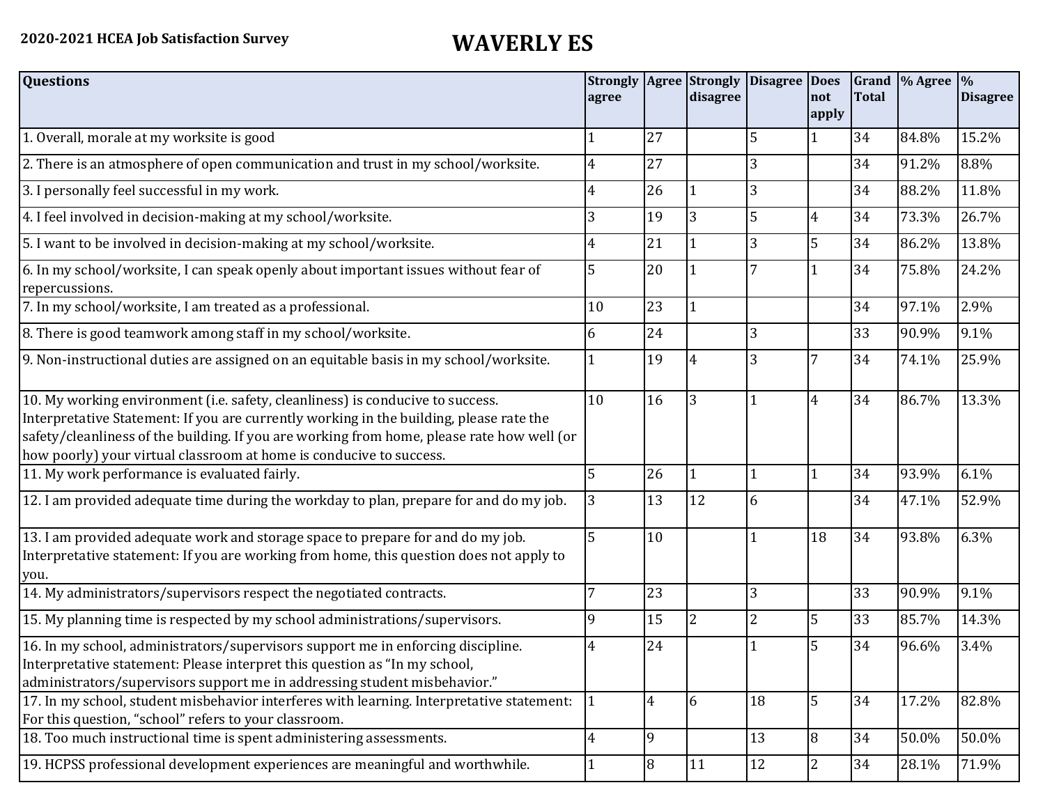**2020-2021 HCEA Job Satisfaction Survey**

# WAVERLY ES

| Questions | Strongly agree | Agree | Strongly disagree | Disagree | Does not apply | Grand Total | % Agree | % Disagree |
|---|---|---|---|---|---|---|---|---|
| 1. Overall, morale at my worksite is good | 1 | 27 | | 5 | 1 | 34 | 84.8% | 15.2% |
| 2. There is an atmosphere of open communication and trust in my school/worksite. | 4 | 27 | | 3 | | 34 | 91.2% | 8.8% |
| 3. I personally feel successful in my work. | 4 | 26 | 1 | 3 | | 34 | 88.2% | 11.8% |
| 4. I feel involved in decision-making at my school/worksite. | 3 | 19 | 3 | 5 | 4 | 34 | 73.3% | 26.7% |
| 5. I want to be involved in decision-making at my school/worksite. | 4 | 21 | 1 | 3 | 5 | 34 | 86.2% | 13.8% |
| 6. In my school/worksite, I can speak openly about important issues without fear of repercussions. | 5 | 20 | 1 | 7 | 1 | 34 | 75.8% | 24.2% |
| 7. In my school/worksite, I am treated as a professional. | 10 | 23 | 1 | | | 34 | 97.1% | 2.9% |
| 8. There is good teamwork among staff in my school/worksite. | 6 | 24 | | 3 | | 33 | 90.9% | 9.1% |
| 9. Non-instructional duties are assigned on an equitable basis in my school/worksite. | 1 | 19 | 4 | 3 | 7 | 34 | 74.1% | 25.9% |
| 10. My working environment (i.e. safety, cleanliness) is conducive to success. Interpretative Statement: If you are currently working in the building, please rate the safety/cleanliness of the building. If you are working from home, please rate how well (or how poorly) your virtual classroom at home is conducive to success. | 10 | 16 | 3 | 1 | 4 | 34 | 86.7% | 13.3% |
| 11. My work performance is evaluated fairly. | 5 | 26 | 1 | 1 | 1 | 34 | 93.9% | 6.1% |
| 12. I am provided adequate time during the workday to plan, prepare for and do my job. | 3 | 13 | 12 | 6 | | 34 | 47.1% | 52.9% |
| 13. I am provided adequate work and storage space to prepare for and do my job. Interpretative statement: If you are working from home, this question does not apply to you. | 5 | 10 | | 1 | 18 | 34 | 93.8% | 6.3% |
| 14. My administrators/supervisors respect the negotiated contracts. | 7 | 23 | | 3 | | 33 | 90.9% | 9.1% |
| 15. My planning time is respected by my school administrations/supervisors. | 9 | 15 | 2 | 2 | 5 | 33 | 85.7% | 14.3% |
| 16. In my school, administrators/supervisors support me in enforcing discipline. Interpretative statement: Please interpret this question as "In my school, administrators/supervisors support me in addressing student misbehavior." | 4 | 24 | | 1 | 5 | 34 | 96.6% | 3.4% |
| 17. In my school, student misbehavior interferes with learning. Interpretative statement: For this question, "school" refers to your classroom. | 1 | 4 | 6 | 18 | 5 | 34 | 17.2% | 82.8% |
| 18. Too much instructional time is spent administering assessments. | 4 | 9 | | 13 | 8 | 34 | 50.0% | 50.0% |
| 19. HCPSS professional development experiences are meaningful and worthwhile. | 1 | 8 | 11 | 12 | 2 | 34 | 28.1% | 71.9% |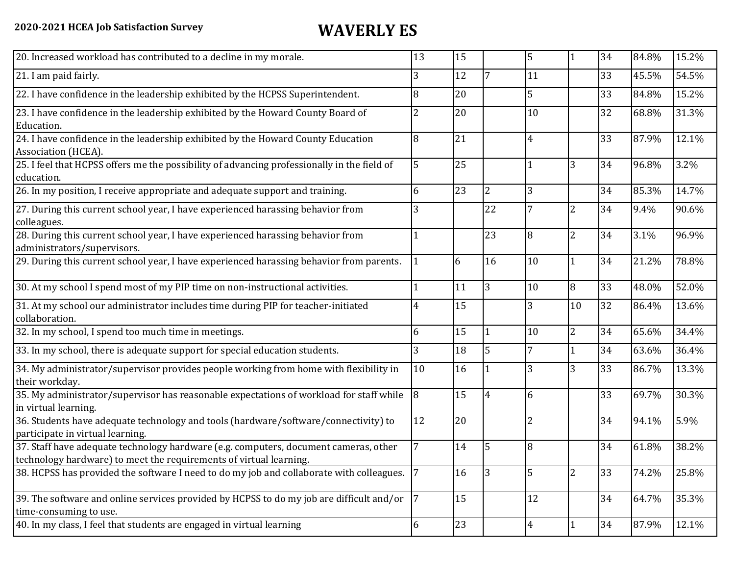**2020-2021 HCEA Job Satisfaction Survey**

# WAVERLY ES

| | | | | | | | |
|---|---|---|---|---|---|---|---|
| 20. Increased workload has contributed to a decline in my morale. | 13 | 15 | | 5 | 1 | 34 | 84.8% | 15.2% |
| 21. I am paid fairly. | 3 | 12 | 7 | 11 | | 33 | 45.5% | 54.5% |
| 22. I have confidence in the leadership exhibited by the HCPSS Superintendent. | 8 | 20 | | 5 | | 33 | 84.8% | 15.2% |
| 23. I have confidence in the leadership exhibited by the Howard County Board of Education. | 2 | 20 | | 10 | | 32 | 68.8% | 31.3% |
| 24. I have confidence in the leadership exhibited by the Howard County Education Association (HCEA). | 8 | 21 | | 4 | | 33 | 87.9% | 12.1% |
| 25. I feel that HCPSS offers me the possibility of advancing professionally in the field of education. | 5 | 25 | | 1 | 3 | 34 | 96.8% | 3.2% |
| 26. In my position, I receive appropriate and adequate support and training. | 6 | 23 | 2 | 3 | | 34 | 85.3% | 14.7% |
| 27. During this current school year, I have experienced harassing behavior from colleagues. | 3 | | 22 | 7 | 2 | 34 | 9.4% | 90.6% |
| 28. During this current school year, I have experienced harassing behavior from administrators/supervisors. | 1 | | 23 | 8 | 2 | 34 | 3.1% | 96.9% |
| 29. During this current school year, I have experienced harassing behavior from parents. | 1 | 6 | 16 | 10 | 1 | 34 | 21.2% | 78.8% |
| 30. At my school I spend most of my PIP time on non-instructional activities. | 1 | 11 | 3 | 10 | 8 | 33 | 48.0% | 52.0% |
| 31. At my school our administrator includes time during PIP for teacher-initiated collaboration. | 4 | 15 | | 3 | 10 | 32 | 86.4% | 13.6% |
| 32. In my school, I spend too much time in meetings. | 6 | 15 | 1 | 10 | 2 | 34 | 65.6% | 34.4% |
| 33. In my school, there is adequate support for special education students. | 3 | 18 | 5 | 7 | 1 | 34 | 63.6% | 36.4% |
| 34. My administrator/supervisor provides people working from home with flexibility in their workday. | 10 | 16 | 1 | 3 | 3 | 33 | 86.7% | 13.3% |
| 35. My administrator/supervisor has reasonable expectations of workload for staff while in virtual learning. | 8 | 15 | 4 | 6 | | 33 | 69.7% | 30.3% |
| 36. Students have adequate technology and tools (hardware/software/connectivity) to participate in virtual learning. | 12 | 20 | | 2 | | 34 | 94.1% | 5.9% |
| 37. Staff have adequate technology hardware (e.g. computers, document cameras, other technology hardware) to meet the requirements of virtual learning. | 7 | 14 | 5 | 8 | | 34 | 61.8% | 38.2% |
| 38. HCPSS has provided the software I need to do my job and collaborate with colleagues. | 7 | 16 | 3 | 5 | 2 | 33 | 74.2% | 25.8% |
| 39. The software and online services provided by HCPSS to do my job are difficult and/or time-consuming to use. | 7 | 15 | | 12 | | 34 | 64.7% | 35.3% |
| 40. In my class, I feel that students are engaged in virtual learning | 6 | 23 | | 4 | 1 | 34 | 87.9% | 12.1% |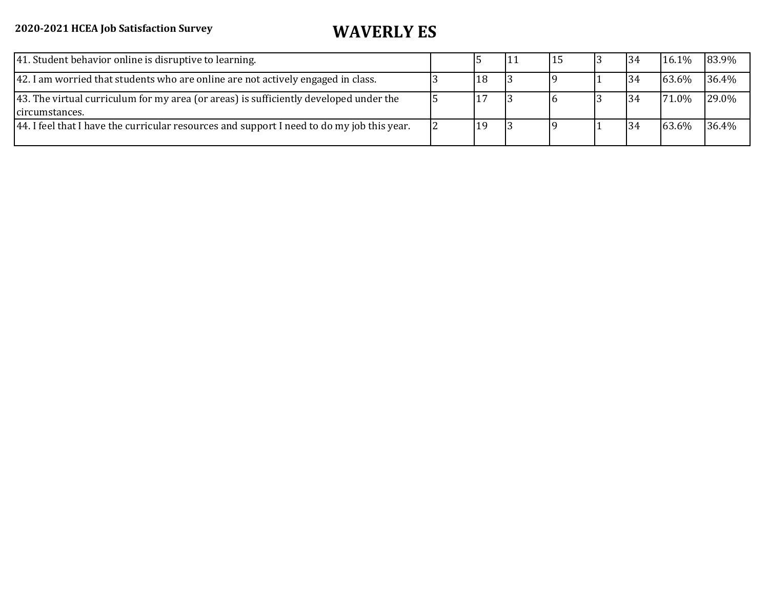**2020-2021 HCEA Job Satisfaction Survey**

# WAVERLY ES

| | | | | | | | | |
|---|---|---|---|---|---|---|---|---|
| 41. Student behavior online is disruptive to learning. | | 5 | 11 | 15 | 3 | 34 | 16.1% | 83.9% |
| 42. I am worried that students who are online are not actively engaged in class. | 3 | 18 | 3 | 9 | 1 | 34 | 63.6% | 36.4% |
| 43. The virtual curriculum for my area (or areas) is sufficiently developed under the circumstances. | 5 | 17 | 3 | 6 | 3 | 34 | 71.0% | 29.0% |
| 44. I feel that I have the curricular resources and support I need to do my job this year. | 2 | 19 | 3 | 9 | 1 | 34 | 63.6% | 36.4% |